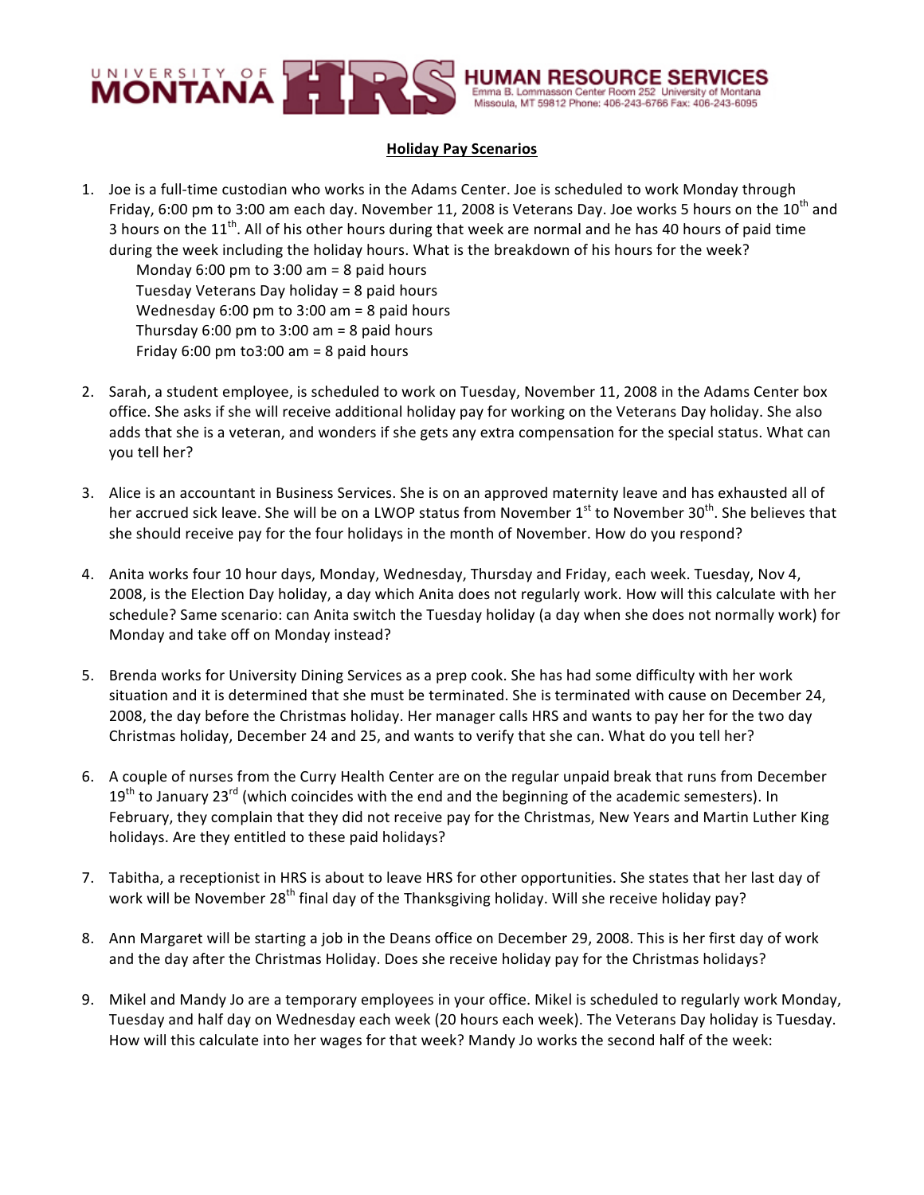UNIVERSITY OF MONTANA HRS **HUMAN RESOURCE SERVICES**
Emma B. Lommasson Center Room 252 University of Montana
Missoula, MT 59812 Phone: 406-243-6766 Fax: 406-243-6095

## Holiday Pay Scenarios

1. Joe is a full-time custodian who works in the Adams Center. Joe is scheduled to work Monday through Friday, 6:00 pm to 3:00 am each day. November 11, 2008 is Veterans Day. Joe works 5 hours on the 10th and 3 hours on the 11th. All of his other hours during that week are normal and he has 40 hours of paid time during the week including the holiday hours. What is the breakdown of his hours for the week?
   - Monday 6:00 pm to 3:00 am = 8 paid hours
   - Tuesday Veterans Day holiday = 8 paid hours
   - Wednesday 6:00 pm to 3:00 am = 8 paid hours
   - Thursday 6:00 pm to 3:00 am = 8 paid hours
   - Friday 6:00 pm to3:00 am = 8 paid hours

2. Sarah, a student employee, is scheduled to work on Tuesday, November 11, 2008 in the Adams Center box office. She asks if she will receive additional holiday pay for working on the Veterans Day holiday. She also adds that she is a veteran, and wonders if she gets any extra compensation for the special status. What can you tell her?

3. Alice is an accountant in Business Services. She is on an approved maternity leave and has exhausted all of her accrued sick leave. She will be on a LWOP status from November 1st to November 30th. She believes that she should receive pay for the four holidays in the month of November. How do you respond?

4. Anita works four 10 hour days, Monday, Wednesday, Thursday and Friday, each week. Tuesday, Nov 4, 2008, is the Election Day holiday, a day which Anita does not regularly work. How will this calculate with her schedule? Same scenario: can Anita switch the Tuesday holiday (a day when she does not normally work) for Monday and take off on Monday instead?

5. Brenda works for University Dining Services as a prep cook. She has had some difficulty with her work situation and it is determined that she must be terminated. She is terminated with cause on December 24, 2008, the day before the Christmas holiday. Her manager calls HRS and wants to pay her for the two day Christmas holiday, December 24 and 25, and wants to verify that she can. What do you tell her?

6. A couple of nurses from the Curry Health Center are on the regular unpaid break that runs from December 19th to January 23rd (which coincides with the end and the beginning of the academic semesters). In February, they complain that they did not receive pay for the Christmas, New Years and Martin Luther King holidays. Are they entitled to these paid holidays?

7. Tabitha, a receptionist in HRS is about to leave HRS for other opportunities. She states that her last day of work will be November 28th final day of the Thanksgiving holiday. Will she receive holiday pay?

8. Ann Margaret will be starting a job in the Deans office on December 29, 2008. This is her first day of work and the day after the Christmas Holiday. Does she receive holiday pay for the Christmas holidays?

9. Mikel and Mandy Jo are a temporary employees in your office. Mikel is scheduled to regularly work Monday, Tuesday and half day on Wednesday each week (20 hours each week). The Veterans Day holiday is Tuesday. How will this calculate into her wages for that week? Mandy Jo works the second half of the week: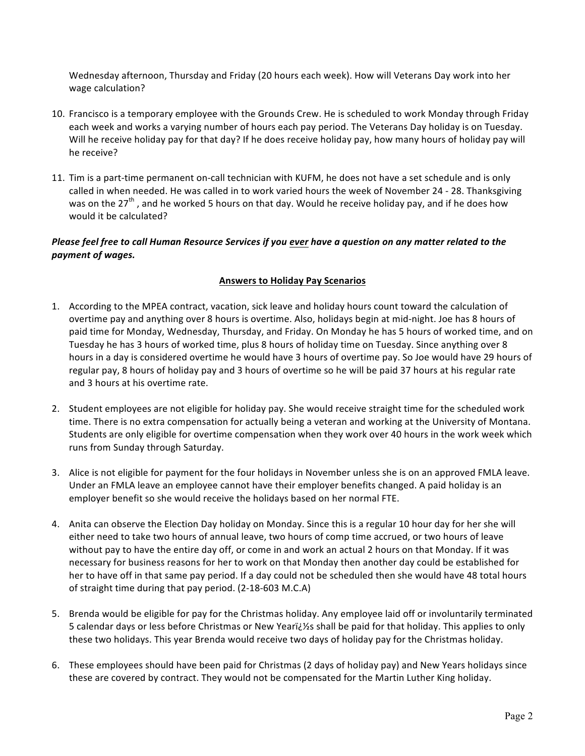Wednesday afternoon, Thursday and Friday (20 hours each week). How will Veterans Day work into her wage calculation?

10. Francisco is a temporary employee with the Grounds Crew. He is scheduled to work Monday through Friday each week and works a varying number of hours each pay period. The Veterans Day holiday is on Tuesday. Will he receive holiday pay for that day? If he does receive holiday pay, how many hours of holiday pay will he receive?

11. Tim is a part-time permanent on-call technician with KUFM, he does not have a set schedule and is only called in when needed. He was called in to work varied hours the week of November 24 - 28. Thanksgiving was on the 27th , and he worked 5 hours on that day. Would he receive holiday pay, and if he does how would it be calculated?

***Please feel free to call Human Resource Services if you ever have a question on any matter related to the payment of wages.***

**Answers to Holiday Pay Scenarios**

1. According to the MPEA contract, vacation, sick leave and holiday hours count toward the calculation of overtime pay and anything over 8 hours is overtime. Also, holidays begin at mid-night. Joe has 8 hours of paid time for Monday, Wednesday, Thursday, and Friday. On Monday he has 5 hours of worked time, and on Tuesday he has 3 hours of worked time, plus 8 hours of holiday time on Tuesday. Since anything over 8 hours in a day is considered overtime he would have 3 hours of overtime pay. So Joe would have 29 hours of regular pay, 8 hours of holiday pay and 3 hours of overtime so he will be paid 37 hours at his regular rate and 3 hours at his overtime rate.

2. Student employees are not eligible for holiday pay. She would receive straight time for the scheduled work time. There is no extra compensation for actually being a veteran and working at the University of Montana. Students are only eligible for overtime compensation when they work over 40 hours in the work week which runs from Sunday through Saturday.

3. Alice is not eligible for payment for the four holidays in November unless she is on an approved FMLA leave. Under an FMLA leave an employee cannot have their employer benefits changed. A paid holiday is an employer benefit so she would receive the holidays based on her normal FTE.

4. Anita can observe the Election Day holiday on Monday. Since this is a regular 10 hour day for her she will either need to take two hours of annual leave, two hours of comp time accrued, or two hours of leave without pay to have the entire day off, or come in and work an actual 2 hours on that Monday. If it was necessary for business reasons for her to work on that Monday then another day could be established for her to have off in that same pay period. If a day could not be scheduled then she would have 48 total hours of straight time during that pay period. (2-18-603 M.C.A)

5. Brenda would be eligible for pay for the Christmas holiday. Any employee laid off or involuntarily terminated 5 calendar days or less before Christmas or New Yearï¿½s shall be paid for that holiday. This applies to only these two holidays. This year Brenda would receive two days of holiday pay for the Christmas holiday.

6. These employees should have been paid for Christmas (2 days of holiday pay) and New Years holidays since these are covered by contract. They would not be compensated for the Martin Luther King holiday.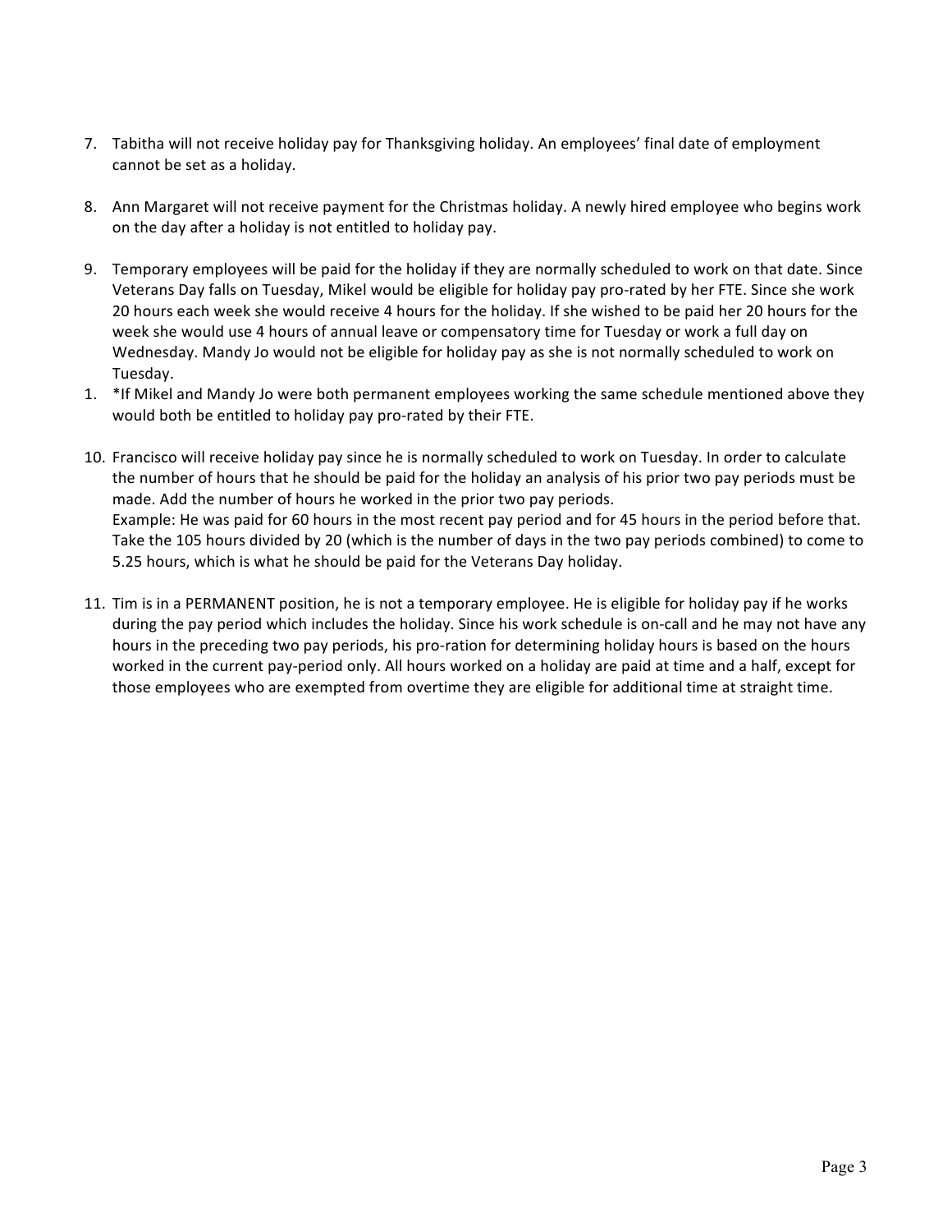7. Tabitha will not receive holiday pay for Thanksgiving holiday. An employees' final date of employment cannot be set as a holiday.

8. Ann Margaret will not receive payment for the Christmas holiday. A newly hired employee who begins work on the day after a holiday is not entitled to holiday pay.

9. Temporary employees will be paid for the holiday if they are normally scheduled to work on that date. Since Veterans Day falls on Tuesday, Mikel would be eligible for holiday pay pro-rated by her FTE. Since she work 20 hours each week she would receive 4 hours for the holiday. If she wished to be paid her 20 hours for the week she would use 4 hours of annual leave or compensatory time for Tuesday or work a full day on Wednesday. Mandy Jo would not be eligible for holiday pay as she is not normally scheduled to work on Tuesday.

1. *If Mikel and Mandy Jo were both permanent employees working the same schedule mentioned above they would both be entitled to holiday pay pro-rated by their FTE.

10. Francisco will receive holiday pay since he is normally scheduled to work on Tuesday. In order to calculate the number of hours that he should be paid for the holiday an analysis of his prior two pay periods must be made. Add the number of hours he worked in the prior two pay periods.
    Example: He was paid for 60 hours in the most recent pay period and for 45 hours in the period before that. Take the 105 hours divided by 20 (which is the number of days in the two pay periods combined) to come to 5.25 hours, which is what he should be paid for the Veterans Day holiday.

11. Tim is in a PERMANENT position, he is not a temporary employee. He is eligible for holiday pay if he works during the pay period which includes the holiday. Since his work schedule is on-call and he may not have any hours in the preceding two pay periods, his pro-ration for determining holiday hours is based on the hours worked in the current pay-period only. All hours worked on a holiday are paid at time and a half, except for those employees who are exempted from overtime they are eligible for additional time at straight time.